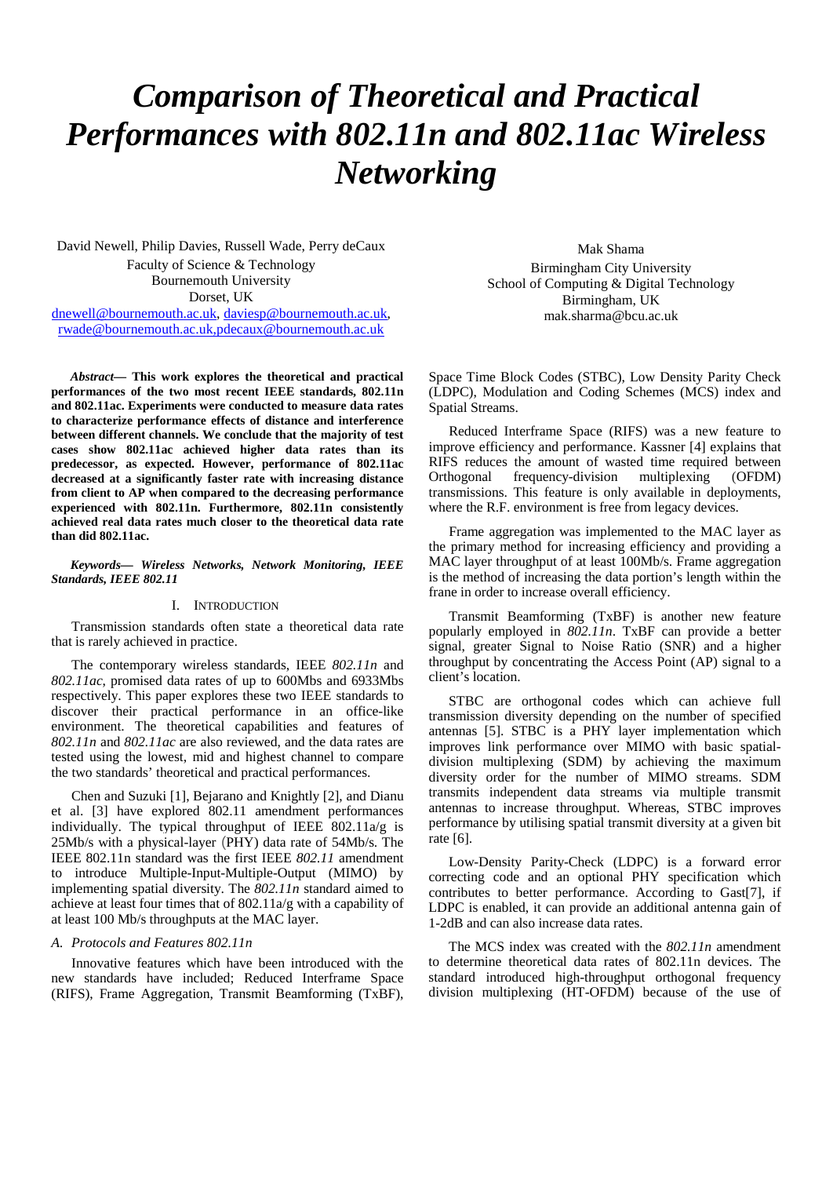# *Comparison of Theoretical and Practical Performances with 802.11n and 802.11ac Wireless Networking*

David Newell, Philip Davies, Russell Wade, Perry deCaux
Faculty of Science & Technology
Bournemouth University
Dorset, UK
dnewell@bournemouth.ac.uk, daviesp@bournemouth.ac.uk, rwade@bournemouth.ac.uk,pdecaux@bournemouth.ac.uk

Mak Shama
Birmingham City University
School of Computing & Digital Technology
Birmingham, UK
mak.sharma@bcu.ac.uk

***Abstract*— This work explores the theoretical and practical performances of the two most recent IEEE standards, 802.11n and 802.11ac. Experiments were conducted to measure data rates to characterize performance effects of distance and interference between different channels. We conclude that the majority of test cases show 802.11ac achieved higher data rates than its predecessor, as expected. However, performance of 802.11ac decreased at a significantly faster rate with increasing distance from client to AP when compared to the decreasing performance experienced with 802.11n. Furthermore, 802.11n consistently achieved real data rates much closer to the theoretical data rate than did 802.11ac.**

***Keywords— Wireless Networks, Network Monitoring, IEEE Standards, IEEE 802.11***

## I. Introduction

Transmission standards often state a theoretical data rate that is rarely achieved in practice.

The contemporary wireless standards, IEEE *802.11n* and *802.11ac*, promised data rates of up to 600Mbs and 6933Mbs respectively. This paper explores these two IEEE standards to discover their practical performance in an office-like environment. The theoretical capabilities and features of *802.11n* and *802.11ac* are also reviewed, and the data rates are tested using the lowest, mid and highest channel to compare the two standards' theoretical and practical performances.

Chen and Suzuki [1], Bejarano and Knightly [2], and Dianu et al. [3] have explored 802.11 amendment performances individually. The typical throughput of IEEE 802.11a/g is 25Mb/s with a physical-layer (PHY) data rate of 54Mb/s. The IEEE 802.11n standard was the first IEEE *802.11* amendment to introduce Multiple-Input-Multiple-Output (MIMO) by implementing spatial diversity. The *802.11n* standard aimed to achieve at least four times that of 802.11a/g with a capability of at least 100 Mb/s throughputs at the MAC layer.

### *A. Protocols and Features 802.11n*

Innovative features which have been introduced with the new standards have included; Reduced Interframe Space (RIFS), Frame Aggregation, Transmit Beamforming (TxBF), Space Time Block Codes (STBC), Low Density Parity Check (LDPC), Modulation and Coding Schemes (MCS) index and Spatial Streams.

Reduced Interframe Space (RIFS) was a new feature to improve efficiency and performance. Kassner [4] explains that RIFS reduces the amount of wasted time required between Orthogonal frequency-division multiplexing (OFDM) transmissions. This feature is only available in deployments, where the R.F. environment is free from legacy devices.

Frame aggregation was implemented to the MAC layer as the primary method for increasing efficiency and providing a MAC layer throughput of at least 100Mb/s. Frame aggregation is the method of increasing the data portion's length within the frane in order to increase overall efficiency.

Transmit Beamforming (TxBF) is another new feature popularly employed in *802.11n*. TxBF can provide a better signal, greater Signal to Noise Ratio (SNR) and a higher throughput by concentrating the Access Point (AP) signal to a client's location.

STBC are orthogonal codes which can achieve full transmission diversity depending on the number of specified antennas [5]. STBC is a PHY layer implementation which improves link performance over MIMO with basic spatial-division multiplexing (SDM) by achieving the maximum diversity order for the number of MIMO streams. SDM transmits independent data streams via multiple transmit antennas to increase throughput. Whereas, STBC improves performance by utilising spatial transmit diversity at a given bit rate [6].

Low-Density Parity-Check (LDPC) is a forward error correcting code and an optional PHY specification which contributes to better performance. According to Gast[7], if LDPC is enabled, it can provide an additional antenna gain of 1-2dB and can also increase data rates.

The MCS index was created with the *802.11n* amendment to determine theoretical data rates of 802.11n devices. The standard introduced high-throughput orthogonal frequency division multiplexing (HT-OFDM) because of the use of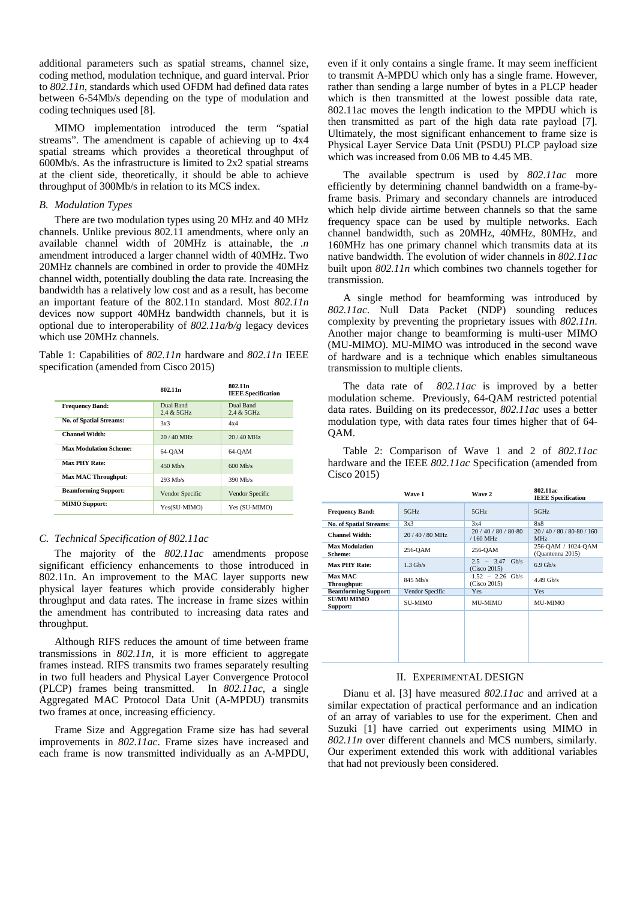additional parameters such as spatial streams, channel size, coding method, modulation technique, and guard interval. Prior to *802.11n*, standards which used OFDM had defined data rates between 6-54Mb/s depending on the type of modulation and coding techniques used [8].

MIMO implementation introduced the term "spatial streams". The amendment is capable of achieving up to 4x4 spatial streams which provides a theoretical throughput of 600Mb/s. As the infrastructure is limited to 2x2 spatial streams at the client side, theoretically, it should be able to achieve throughput of 300Mb/s in relation to its MCS index.

### *B. Modulation Types*

There are two modulation types using 20 MHz and 40 MHz channels. Unlike previous 802.11 amendments, where only an available channel width of 20MHz is attainable, the *.n* amendment introduced a larger channel width of 40MHz. Two 20MHz channels are combined in order to provide the 40MHz channel width, potentially doubling the data rate. Increasing the bandwidth has a relatively low cost and as a result, has become an important feature of the 802.11n standard. Most *802.11n* devices now support 40MHz bandwidth channels, but it is optional due to interoperability of *802.11a/b/g* legacy devices which use 20MHz channels.

Table 1: Capabilities of *802.11n* hardware and *802.11n* IEEE specification (amended from Cisco 2015)

| | 802.11n | 802.11n IEEE Specification |
|---|---|---|
| **Frequency Band:** | Dual Band 2.4 & 5GHz | Dual Band 2.4 & 5GHz |
| **No. of Spatial Streams:** | 3x3 | 4x4 |
| **Channel Width:** | 20 / 40 MHz | 20 / 40 MHz |
| **Max Modulation Scheme:** | 64-QAM | 64-QAM |
| **Max PHY Rate:** | 450 Mb/s | 600 Mb/s |
| **Max MAC Throughput:** | 293 Mb/s | 390 Mb/s |
| **Beamforming Support:** | Vendor Specific | Vendor Specific |
| **MIMO Support:** | Yes(SU-MIMO) | Yes (SU-MIMO) |

### *C. Technical Specification of 802.11ac*

The majority of the *802.11ac* amendments propose significant efficiency enhancements to those introduced in 802.11n. An improvement to the MAC layer supports new physical layer features which provide considerably higher throughput and data rates. The increase in frame sizes within the amendment has contributed to increasing data rates and throughput.

Although RIFS reduces the amount of time between frame transmissions in *802.11n*, it is more efficient to aggregate frames instead. RIFS transmits two frames separately resulting in two full headers and Physical Layer Convergence Protocol (PLCP) frames being transmitted. In *802.11ac*, a single Aggregated MAC Protocol Data Unit (A-MPDU) transmits two frames at once, increasing efficiency.

Frame Size and Aggregation Frame size has had several improvements in *802.11ac*. Frame sizes have increased and each frame is now transmitted individually as an A-MPDU, even if it only contains a single frame. It may seem inefficient to transmit A-MPDU which only has a single frame. However, rather than sending a large number of bytes in a PLCP header which is then transmitted at the lowest possible data rate, 802.11ac moves the length indication to the MPDU which is then transmitted as part of the high data rate payload [7]. Ultimately, the most significant enhancement to frame size is Physical Layer Service Data Unit (PSDU) PLCP payload size which was increased from 0.06 MB to 4.45 MB.

The available spectrum is used by *802.11ac* more efficiently by determining channel bandwidth on a frame-by-frame basis. Primary and secondary channels are introduced which help divide airtime between channels so that the same frequency space can be used by multiple networks. Each channel bandwidth, such as 20MHz, 40MHz, 80MHz, and 160MHz has one primary channel which transmits data at its native bandwidth. The evolution of wider channels in *802.11ac* built upon *802.11n* which combines two channels together for transmission.

A single method for beamforming was introduced by *802.11ac*. Null Data Packet (NDP) sounding reduces complexity by preventing the proprietary issues with *802.11n*. Another major change to beamforming is multi-user MIMO (MU-MIMO). MU-MIMO was introduced in the second wave of hardware and is a technique which enables simultaneous transmission to multiple clients.

The data rate of *802.11ac* is improved by a better modulation scheme. Previously, 64-QAM restricted potential data rates. Building on its predecessor, *802.11ac* uses a better modulation type, with data rates four times higher that of 64-QAM.

Table 2: Comparison of Wave 1 and 2 of *802.11ac* hardware and the IEEE *802.11ac* Specification (amended from Cisco 2015)

| | Wave 1 | Wave 2 | 802.11ac IEEE Specification |
|---|---|---|---|
| **Frequency Band:** | 5GHz | 5GHz | 5GHz |
| **No. of Spatial Streams:** | 3x3 | 3x4 | 8x8 |
| **Channel Width:** | 20 / 40 / 80 MHz | 20 / 40 / 80 / 80-80 / 160 MHz | 20 / 40 / 80 / 80-80 / 160 MHz |
| **Max Modulation Scheme:** | 256-QAM | 256-QAM | 256-QAM / 1024-QAM (Quantenna 2015) |
| **Max PHY Rate:** | 1.3 Gb/s | 2.5 – 3.47 Gb/s (Cisco 2015) | 6.9 Gb/s |
| **Max MAC Throughput:** | 845 Mb/s | 1.52 – 2.26 Gb/s (Cisco 2015) | 4.49 Gb/s |
| **Beamforming Support:** | Vendor Specific | Yes | Yes |
| **SU/MU MIMO Support:** | SU-MIMO | MU-MIMO | MU-MIMO |

## II. Experimental Design

Dianu et al. [3] have measured *802.11ac* and arrived at a similar expectation of practical performance and an indication of an array of variables to use for the experiment. Chen and Suzuki [1] have carried out experiments using MIMO in *802.11n* over different channels and MCS numbers, similarly. Our experiment extended this work with additional variables that had not previously been considered.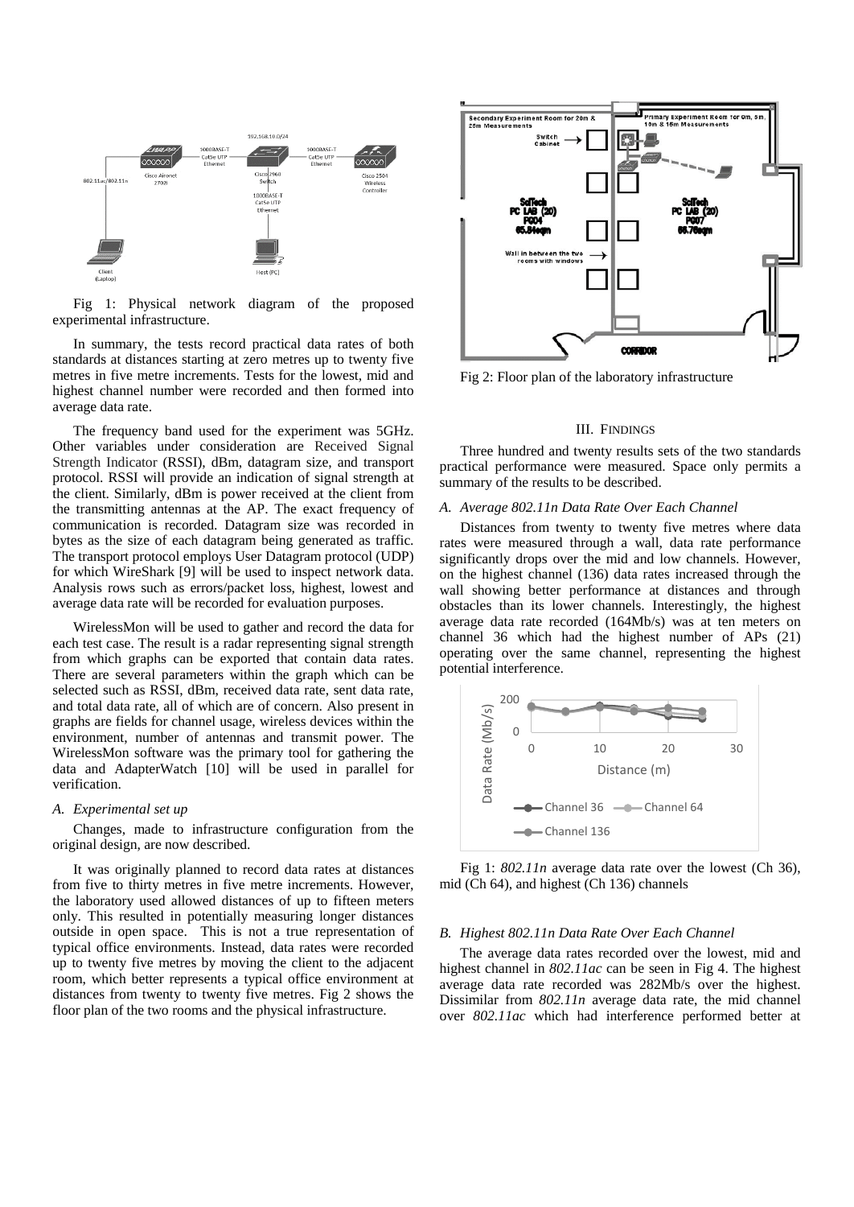Fig 1: Physical network diagram of the proposed experimental infrastructure.

In summary, the tests record practical data rates of both standards at distances starting at zero metres up to twenty five metres in five metre increments. Tests for the lowest, mid and highest channel number were recorded and then formed into average data rate.

The frequency band used for the experiment was 5GHz. Other variables under consideration are Received Signal Strength Indicator (RSSI), dBm, datagram size, and transport protocol. RSSI will provide an indication of signal strength at the client. Similarly, dBm is power received at the client from the transmitting antennas at the AP. The exact frequency of communication is recorded. Datagram size was recorded in bytes as the size of each datagram being generated as traffic. The transport protocol employs User Datagram protocol (UDP) for which WireShark [9] will be used to inspect network data. Analysis rows such as errors/packet loss, highest, lowest and average data rate will be recorded for evaluation purposes.

WirelessMon will be used to gather and record the data for each test case. The result is a radar representing signal strength from which graphs can be exported that contain data rates. There are several parameters within the graph which can be selected such as RSSI, dBm, received data rate, sent data rate, and total data rate, all of which are of concern. Also present in graphs are fields for channel usage, wireless devices within the environment, number of antennas and transmit power. The WirelessMon software was the primary tool for gathering the data and AdapterWatch [10] will be used in parallel for verification.

### A. Experimental set up

Changes, made to infrastructure configuration from the original design, are now described.

It was originally planned to record data rates at distances from five to thirty metres in five metre increments. However, the laboratory used allowed distances of up to fifteen meters only. This resulted in potentially measuring longer distances outside in open space. This is not a true representation of typical office environments. Instead, data rates were recorded up to twenty five metres by moving the client to the adjacent room, which better represents a typical office environment at distances from twenty to twenty five metres. Fig 2 shows the floor plan of the two rooms and the physical infrastructure.

Fig 2: Floor plan of the laboratory infrastructure

## III. Findings

Three hundred and twenty results sets of the two standards practical performance were measured. Space only permits a summary of the results to be described.

### A. Average 802.11n Data Rate Over Each Channel

Distances from twenty to twenty five metres where data rates were measured through a wall, data rate performance significantly drops over the mid and low channels. However, on the highest channel (136) data rates increased through the wall showing better performance at distances and through obstacles than its lower channels. Interestingly, the highest average data rate recorded (164Mb/s) was at ten meters on channel 36 which had the highest number of APs (21) operating over the same channel, representing the highest potential interference.

Fig 1: *802.11n* average data rate over the lowest (Ch 36), mid (Ch 64), and highest (Ch 136) channels

### B. Highest 802.11n Data Rate Over Each Channel

The average data rates recorded over the lowest, mid and highest channel in *802.11ac* can be seen in Fig 4. The highest average data rate recorded was 282Mb/s over the highest. Dissimilar from *802.11n* average data rate, the mid channel over *802.11ac* which had interference performed better at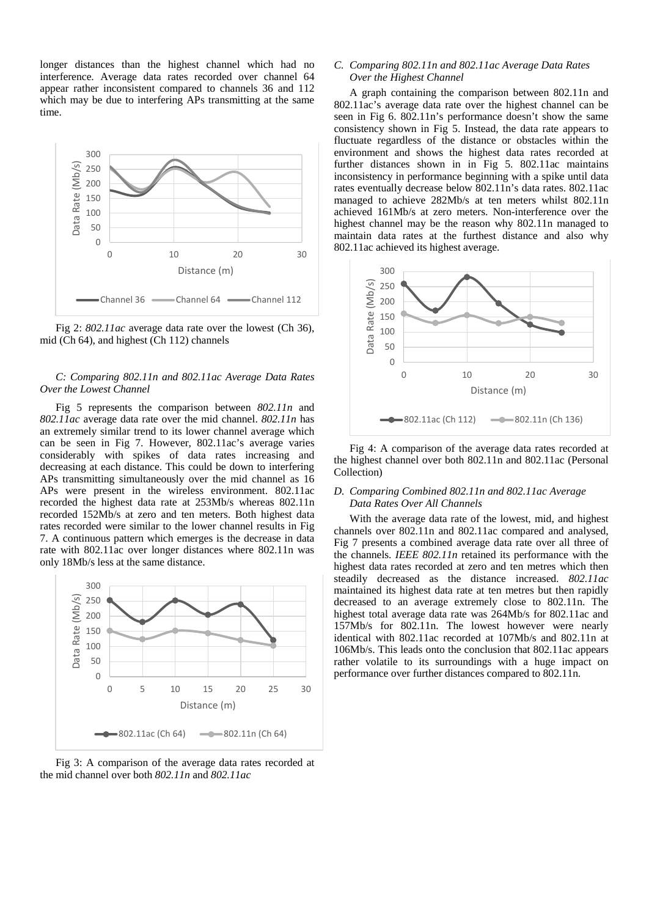longer distances than the highest channel which had no interference. Average data rates recorded over channel 64 appear rather inconsistent compared to channels 36 and 112 which may be due to interfering APs transmitting at the same time.

Fig 2: *802.11ac* average data rate over the lowest (Ch 36), mid (Ch 64), and highest (Ch 112) channels

### *C: Comparing 802.11n and 802.11ac Average Data Rates Over the Lowest Channel*

Fig 5 represents the comparison between *802.11n* and *802.11ac* average data rate over the mid channel. *802.11n* has an extremely similar trend to its lower channel average which can be seen in Fig 7. However, 802.11ac's average varies considerably with spikes of data rates increasing and decreasing at each distance. This could be down to interfering APs transmitting simultaneously over the mid channel as 16 APs were present in the wireless environment. 802.11ac recorded the highest data rate at 253Mb/s whereas 802.11n recorded 152Mb/s at zero and ten meters. Both highest data rates recorded were similar to the lower channel results in Fig 7. A continuous pattern which emerges is the decrease in data rate with 802.11ac over longer distances where 802.11n was only 18Mb/s less at the same distance.

Fig 3: A comparison of the average data rates recorded at the mid channel over both *802.11n* and *802.11ac*

### *C. Comparing 802.11n and 802.11ac Average Data Rates Over the Highest Channel*

A graph containing the comparison between 802.11n and 802.11ac's average data rate over the highest channel can be seen in Fig 6. 802.11n's performance doesn't show the same consistency shown in Fig 5. Instead, the data rate appears to fluctuate regardless of the distance or obstacles within the environment and shows the highest data rates recorded at further distances shown in in Fig 5. 802.11ac maintains inconsistency in performance beginning with a spike until data rates eventually decrease below 802.11n's data rates. 802.11ac managed to achieve 282Mb/s at ten meters whilst 802.11n achieved 161Mb/s at zero meters. Non-interference over the highest channel may be the reason why 802.11n managed to maintain data rates at the furthest distance and also why 802.11ac achieved its highest average.

Fig 4: A comparison of the average data rates recorded at the highest channel over both 802.11n and 802.11ac (Personal Collection)

### *D. Comparing Combined 802.11n and 802.11ac Average Data Rates Over All Channels*

With the average data rate of the lowest, mid, and highest channels over 802.11n and 802.11ac compared and analysed, Fig 7 presents a combined average data rate over all three of the channels. *IEEE 802.11n* retained its performance with the highest data rates recorded at zero and ten metres which then steadily decreased as the distance increased. *802.11ac* maintained its highest data rate at ten metres but then rapidly decreased to an average extremely close to 802.11n. The highest total average data rate was 264Mb/s for 802.11ac and 157Mb/s for 802.11n. The lowest however were nearly identical with 802.11ac recorded at 107Mb/s and 802.11n at 106Mb/s. This leads onto the conclusion that 802.11ac appears rather volatile to its surroundings with a huge impact on performance over further distances compared to 802.11n.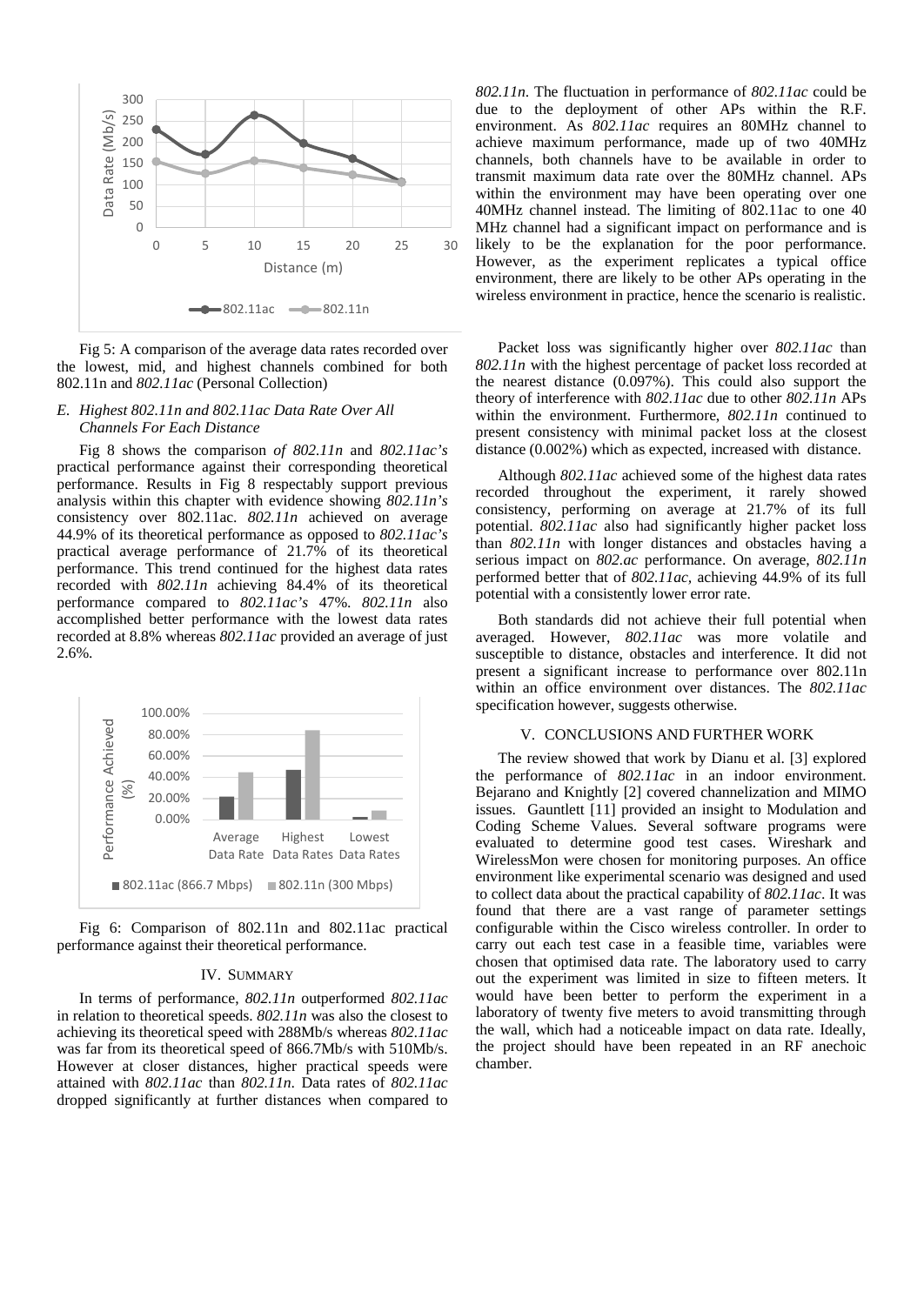Fig 5: A comparison of the average data rates recorded over the lowest, mid, and highest channels combined for both 802.11n and *802.11ac* (Personal Collection)

### *E. Highest 802.11n and 802.11ac Data Rate Over All Channels For Each Distance*

Fig 8 shows the comparison *of 802.11n* and *802.11ac's* practical performance against their corresponding theoretical performance. Results in Fig 8 respectably support previous analysis within this chapter with evidence showing *802.11n's* consistency over 802.11ac. *802.11n* achieved on average 44.9% of its theoretical performance as opposed to *802.11ac's* practical average performance of 21.7% of its theoretical performance. This trend continued for the highest data rates recorded with *802.11n* achieving 84.4% of its theoretical performance compared to *802.11ac's* 47%. *802.11n* also accomplished better performance with the lowest data rates recorded at 8.8% whereas *802.11ac* provided an average of just 2.6%.

Fig 6: Comparison of 802.11n and 802.11ac practical performance against their theoretical performance.

## IV. Summary

In terms of performance, *802.11n* outperformed *802.11ac* in relation to theoretical speeds. *802.11n* was also the closest to achieving its theoretical speed with 288Mb/s whereas *802.11ac* was far from its theoretical speed of 866.7Mb/s with 510Mb/s. However at closer distances, higher practical speeds were attained with *802.11ac* than *802.11n*. Data rates of *802.11ac* dropped significantly at further distances when compared to *802.11n*. The fluctuation in performance of *802.11ac* could be due to the deployment of other APs within the R.F. environment. As *802.11ac* requires an 80MHz channel to achieve maximum performance, made up of two 40MHz channels, both channels have to be available in order to transmit maximum data rate over the 80MHz channel. APs within the environment may have been operating over one 40MHz channel instead. The limiting of 802.11ac to one 40 MHz channel had a significant impact on performance and is likely to be the explanation for the poor performance. However, as the experiment replicates a typical office environment, there are likely to be other APs operating in the wireless environment in practice, hence the scenario is realistic.

Packet loss was significantly higher over *802.11ac* than *802.11n* with the highest percentage of packet loss recorded at the nearest distance (0.097%). This could also support the theory of interference with *802.11ac* due to other *802.11n* APs within the environment. Furthermore, *802.11n* continued to present consistency with minimal packet loss at the closest distance (0.002%) which as expected, increased with distance.

Although *802.11ac* achieved some of the highest data rates recorded throughout the experiment, it rarely showed consistency, performing on average at 21.7% of its full potential. *802.11ac* also had significantly higher packet loss than *802.11n* with longer distances and obstacles having a serious impact on *802.ac* performance. On average, *802.11n* performed better that of *802.11ac*, achieving 44.9% of its full potential with a consistently lower error rate.

Both standards did not achieve their full potential when averaged. However, *802.11ac* was more volatile and susceptible to distance, obstacles and interference. It did not present a significant increase to performance over 802.11n within an office environment over distances. The *802.11ac* specification however, suggests otherwise.

## V. Conclusions and Further Work

The review showed that work by Dianu et al. [3] explored the performance of *802.11ac* in an indoor environment. Bejarano and Knightly [2] covered channelization and MIMO issues. Gauntlett [11] provided an insight to Modulation and Coding Scheme Values. Several software programs were evaluated to determine good test cases. Wireshark and WirelessMon were chosen for monitoring purposes. An office environment like experimental scenario was designed and used to collect data about the practical capability of *802.11ac*. It was found that there are a vast range of parameter settings configurable within the Cisco wireless controller. In order to carry out each test case in a feasible time, variables were chosen that optimised data rate. The laboratory used to carry out the experiment was limited in size to fifteen meters. It would have been better to perform the experiment in a laboratory of twenty five meters to avoid transmitting through the wall, which had a noticeable impact on data rate. Ideally, the project should have been repeated in an RF anechoic chamber.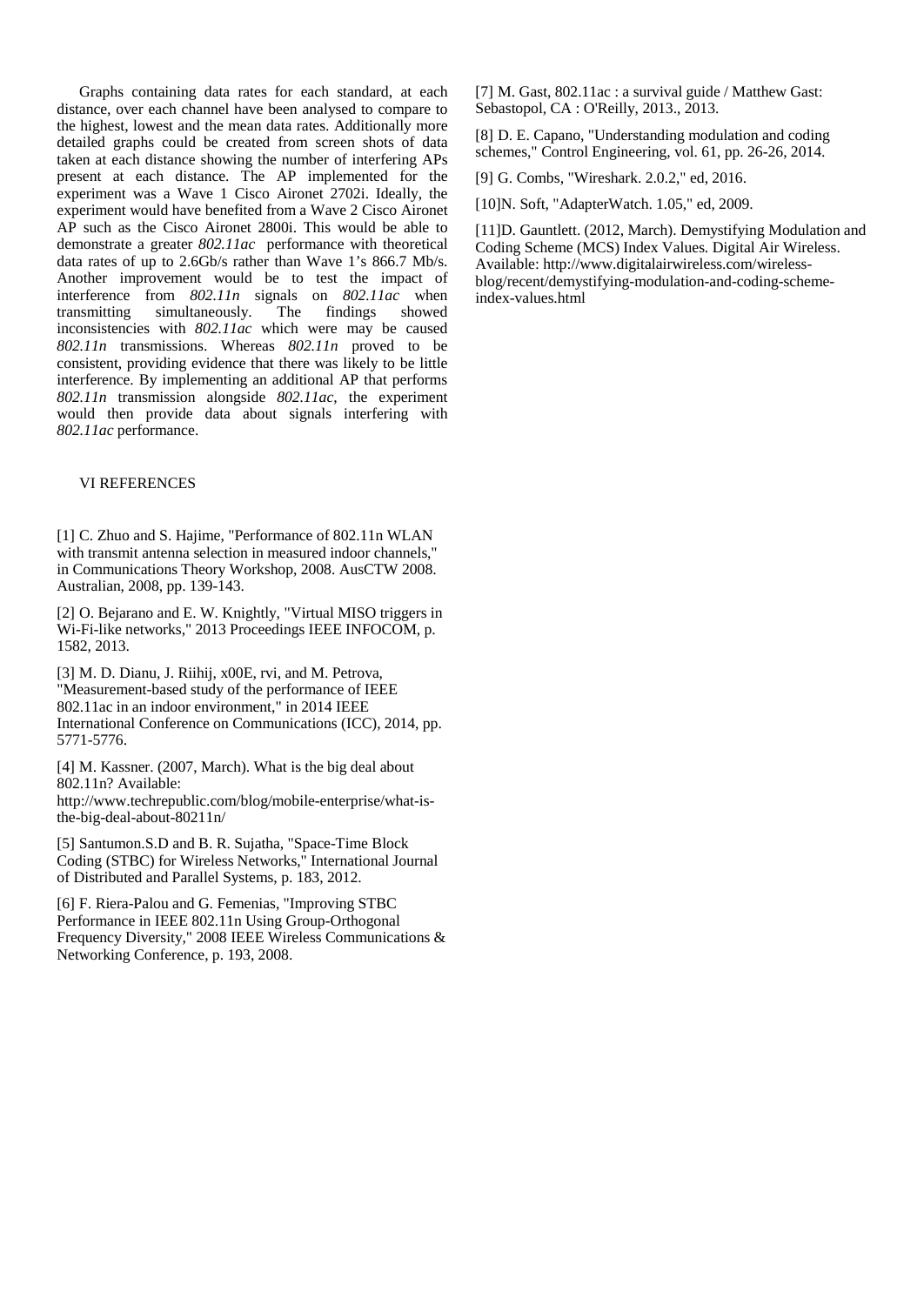Graphs containing data rates for each standard, at each distance, over each channel have been analysed to compare to the highest, lowest and the mean data rates. Additionally more detailed graphs could be created from screen shots of data taken at each distance showing the number of interfering APs present at each distance. The AP implemented for the experiment was a Wave 1 Cisco Aironet 2702i. Ideally, the experiment would have benefited from a Wave 2 Cisco Aironet AP such as the Cisco Aironet 2800i. This would be able to demonstrate a greater *802.11ac* performance with theoretical data rates of up to 2.6Gb/s rather than Wave 1's 866.7 Mb/s. Another improvement would be to test the impact of interference from *802.11n* signals on *802.11ac* when transmitting simultaneously. The findings showed inconsistencies with *802.11ac* which were may be caused *802.11n* transmissions. Whereas *802.11n* proved to be consistent, providing evidence that there was likely to be little interference. By implementing an additional AP that performs *802.11n* transmission alongside *802.11ac*, the experiment would then provide data about signals interfering with *802.11ac* performance.

## VI REFERENCES

[1] C. Zhuo and S. Hajime, "Performance of 802.11n WLAN with transmit antenna selection in measured indoor channels," in Communications Theory Workshop, 2008. AusCTW 2008. Australian, 2008, pp. 139-143.

[2] O. Bejarano and E. W. Knightly, "Virtual MISO triggers in Wi-Fi-like networks," 2013 Proceedings IEEE INFOCOM, p. 1582, 2013.

[3] M. D. Dianu, J. Riihij, x00E, rvi, and M. Petrova, "Measurement-based study of the performance of IEEE 802.11ac in an indoor environment," in 2014 IEEE International Conference on Communications (ICC), 2014, pp. 5771-5776.

[4] M. Kassner. (2007, March). What is the big deal about 802.11n? Available: http://www.techrepublic.com/blog/mobile-enterprise/what-is-the-big-deal-about-80211n/

[5] Santumon.S.D and B. R. Sujatha, "Space-Time Block Coding (STBC) for Wireless Networks," International Journal of Distributed and Parallel Systems, p. 183, 2012.

[6] F. Riera-Palou and G. Femenias, "Improving STBC Performance in IEEE 802.11n Using Group-Orthogonal Frequency Diversity," 2008 IEEE Wireless Communications & Networking Conference, p. 193, 2008.

[7] M. Gast, 802.11ac : a survival guide / Matthew Gast: Sebastopol, CA : O'Reilly, 2013., 2013.

[8] D. E. Capano, "Understanding modulation and coding schemes," Control Engineering, vol. 61, pp. 26-26, 2014.

[9] G. Combs, "Wireshark. 2.0.2," ed, 2016.

[10]N. Soft, "AdapterWatch. 1.05," ed, 2009.

[11]D. Gauntlett. (2012, March). Demystifying Modulation and Coding Scheme (MCS) Index Values. Digital Air Wireless. Available: http://www.digitalairwireless.com/wireless-blog/recent/demystifying-modulation-and-coding-scheme-index-values.html